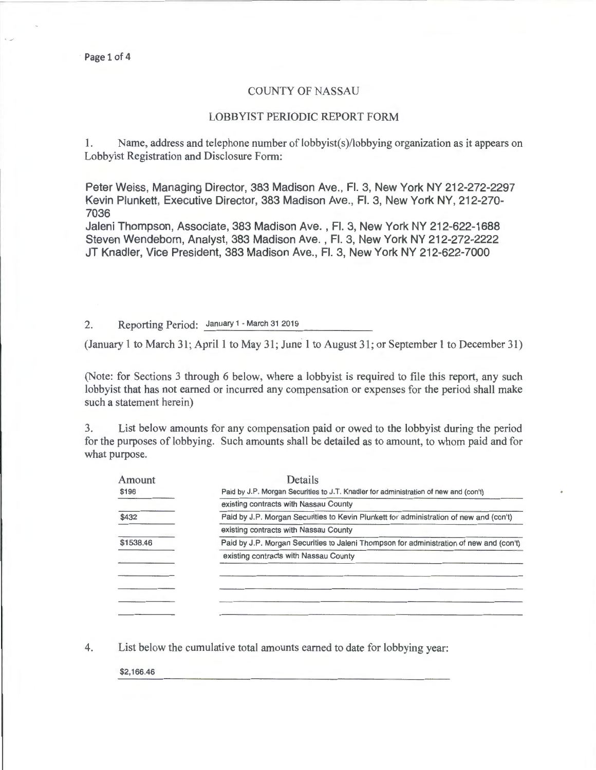# COUNTY OF NASSAU

## LOBBYIST PERIODIC REPORT FORM

1. Name, address and telephone number of lobbyist(s)/lobbying organization as it appears on Lobbyist Registration and Disclosure Form:

Peter Weiss, Managing Director, 383 Madison Ave., Fl. 3, New York NY 212-272-2297
Kevin Plunkett, Executive Director, 383 Madison Ave., Fl. 3, New York NY, 212-270-7036
Jaleni Thompson, Associate, 383 Madison Ave. , Fl. 3, New York NY 212-622-1688
Steven Wendeborn, Analyst, 383 Madison Ave. , Fl. 3, New York NY 212-272-2222
JT Knadler, Vice President, 383 Madison Ave., Fl. 3, New York NY 212-622-7000

2. Reporting Period: January 1 - March 31 2019

(January 1 to March 31; April 1 to May 31; June 1 to August 31; or September 1 to December 31)

(Note: for Sections 3 through 6 below, where a lobbyist is required to file this report, any such lobbyist that has not earned or incurred any compensation or expenses for the period shall make such a statement herein)

3. List below amounts for any compensation paid or owed to the lobbyist during the period for the purposes of lobbying. Such amounts shall be detailed as to amount, to whom paid and for what purpose.

| Amount | Details |
|---|---|
| $196 | Paid by J.P. Morgan Securities to J.T. Knadler for administration of new and (con't) existing contracts with Nassau County |
| $432 | Paid by J.P. Morgan Securities to Kevin Plunkett for administration of new and (con't) existing contracts with Nassau County |
| $1538.46 | Paid by J.P. Morgan Securities to Jaleni Thompson for administration of new and (con't) existing contracts with Nassau County |

4. List below the cumulative total amounts earned to date for lobbying year:

$2,166.46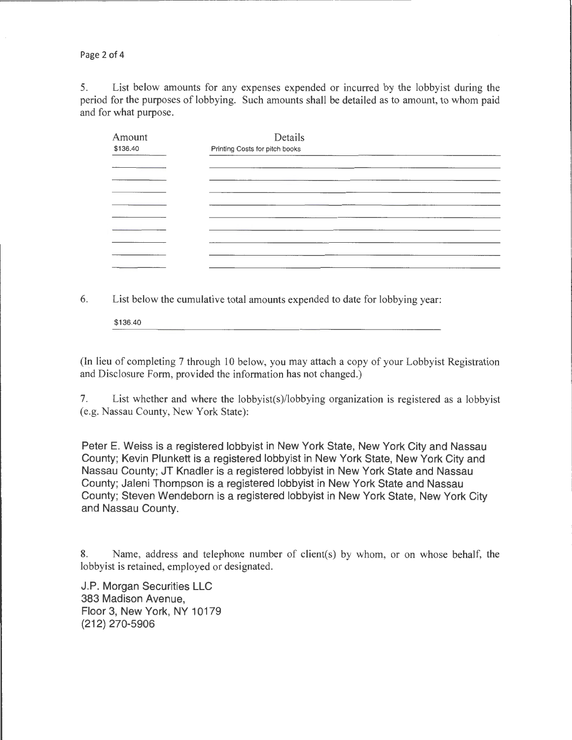5. List below amounts for any expenses expended or incurred by the lobbyist during the period for the purposes of lobbying. Such amounts shall be detailed as to amount, to whom paid and for what purpose.

| Amount | Details |
|---|---|
| $136.40 | Printing Costs for pitch books |

6. List below the cumulative total amounts expended to date for lobbying year:

$136.40

(In lieu of completing 7 through 10 below, you may attach a copy of your Lobbyist Registration and Disclosure Form, provided the information has not changed.)

7. List whether and where the lobbyist(s)/lobbying organization is registered as a lobbyist (e.g. Nassau County, New York State):

Peter E. Weiss is a registered lobbyist in New York State, New York City and Nassau County; Kevin Plunkett is a registered lobbyist in New York State, New York City and Nassau County; JT Knadler is a registered lobbyist in New York State and Nassau County; Jaleni Thompson is a registered lobbyist in New York State and Nassau County; Steven Wendeborn is a registered lobbyist in New York State, New York City and Nassau County.

8. Name, address and telephone number of client(s) by whom, or on whose behalf, the lobbyist is retained, employed or designated.

J.P. Morgan Securities LLC
383 Madison Avenue,
Floor 3, New York, NY 10179
(212) 270-5906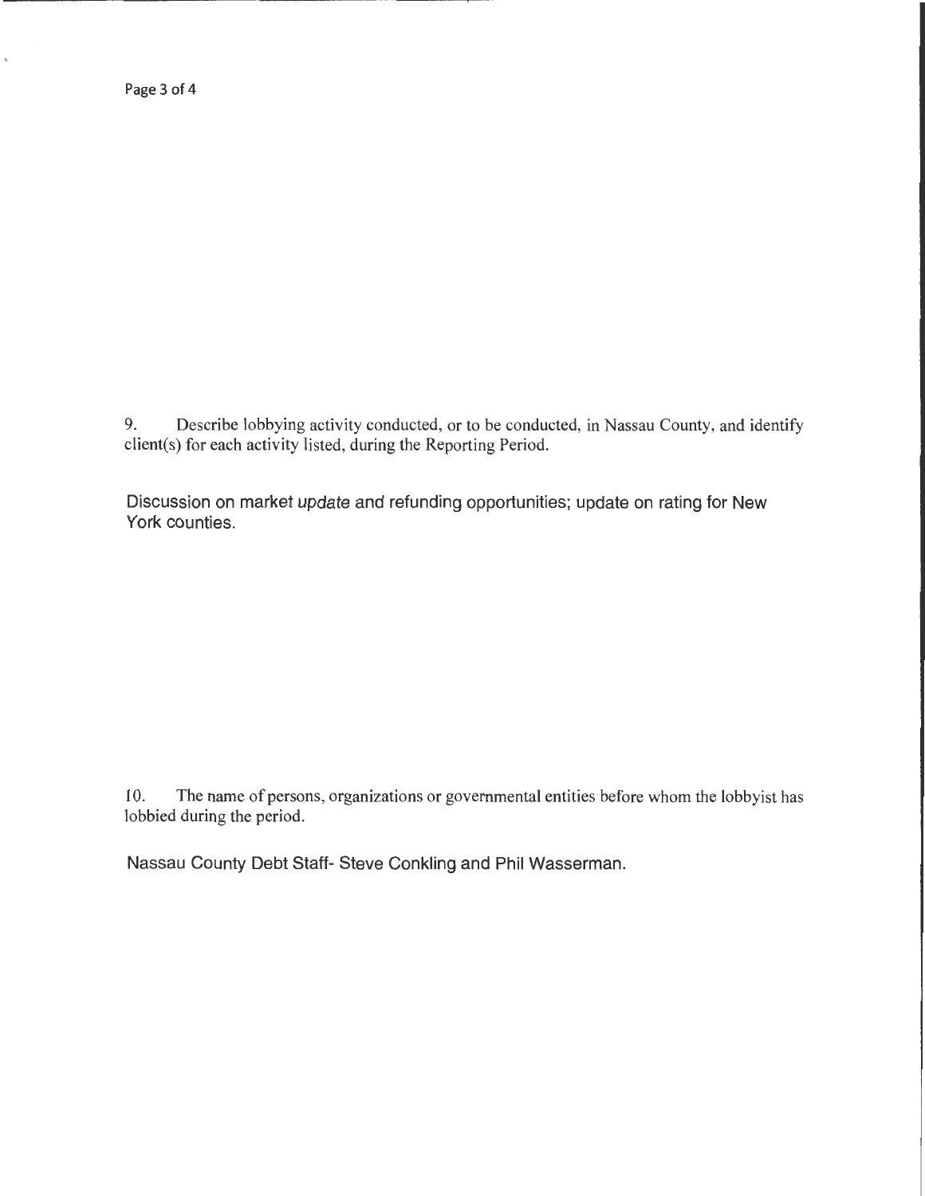9. Describe lobbying activity conducted, or to be conducted, in Nassau County, and identify client(s) for each activity listed, during the Reporting Period.

Discussion on market update and refunding opportunities; update on rating for New York counties.

10. The name of persons, organizations or governmental entities before whom the lobbyist has lobbied during the period.

Nassau County Debt Staff- Steve Conkling and Phil Wasserman.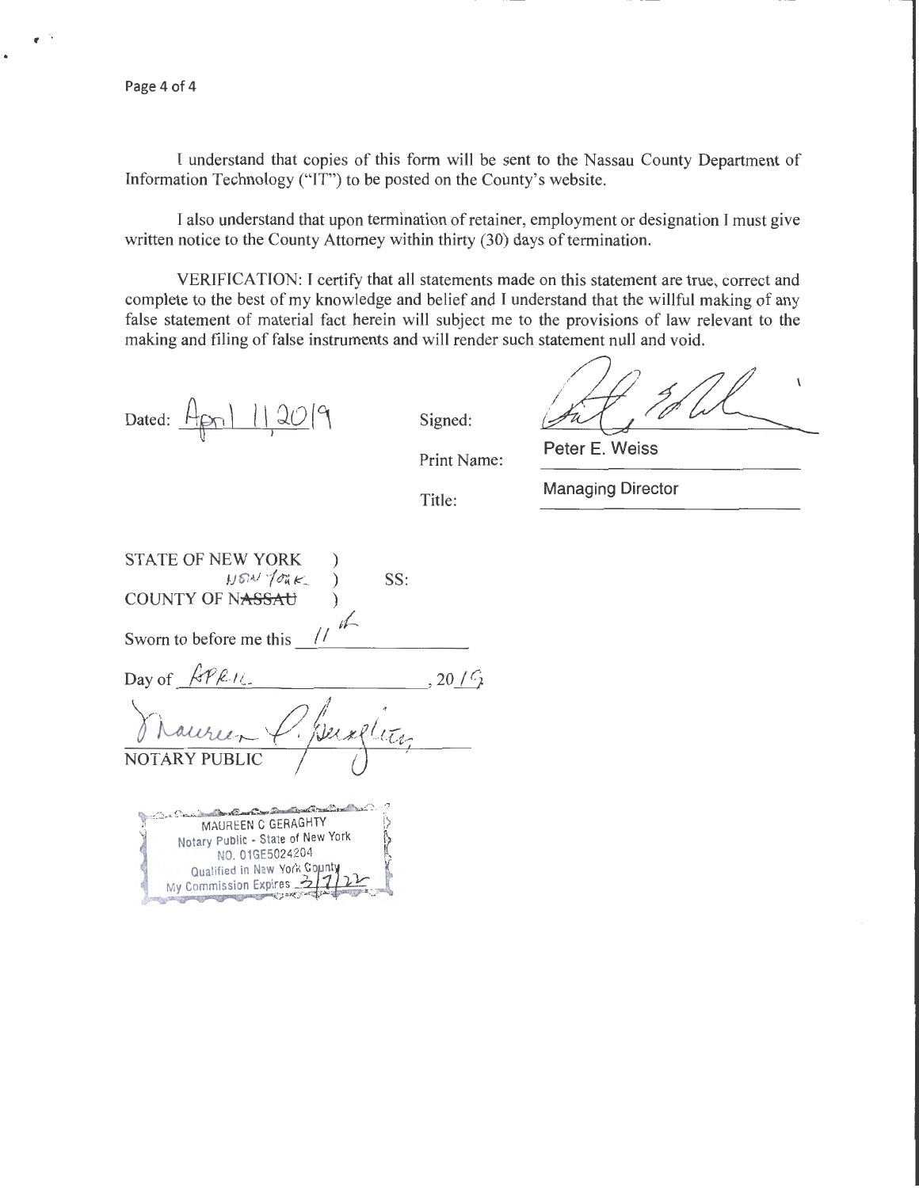I understand that copies of this form will be sent to the Nassau County Department of Information Technology ("IT") to be posted on the County's website.

I also understand that upon termination of retainer, employment or designation I must give written notice to the County Attorney within thirty (30) days of termination.

VERIFICATION: I certify that all statements made on this statement are true, correct and complete to the best of my knowledge and belief and I understand that the willful making of any false statement of material fact herein will subject me to the provisions of law relevant to the making and filing of false instruments and will render such statement null and void.

Dated: April 11, 2019

Signed: [signature]

Print Name: Peter E. Weiss

Title: Managing Director

STATE OF NEW YORK )
NEW YORK ) SS:
COUNTY OF ~~NASSAU~~ )

Sworn to before me this 11th

Day of APRIL, 2019

[signature: Maureen C. Geraghty]
NOTARY PUBLIC

MAUREEN C GERAGHTY
Notary Public - State of New York
NO. 01GE5024204
Qualified in New York County
My Commission Expires 3/7/22